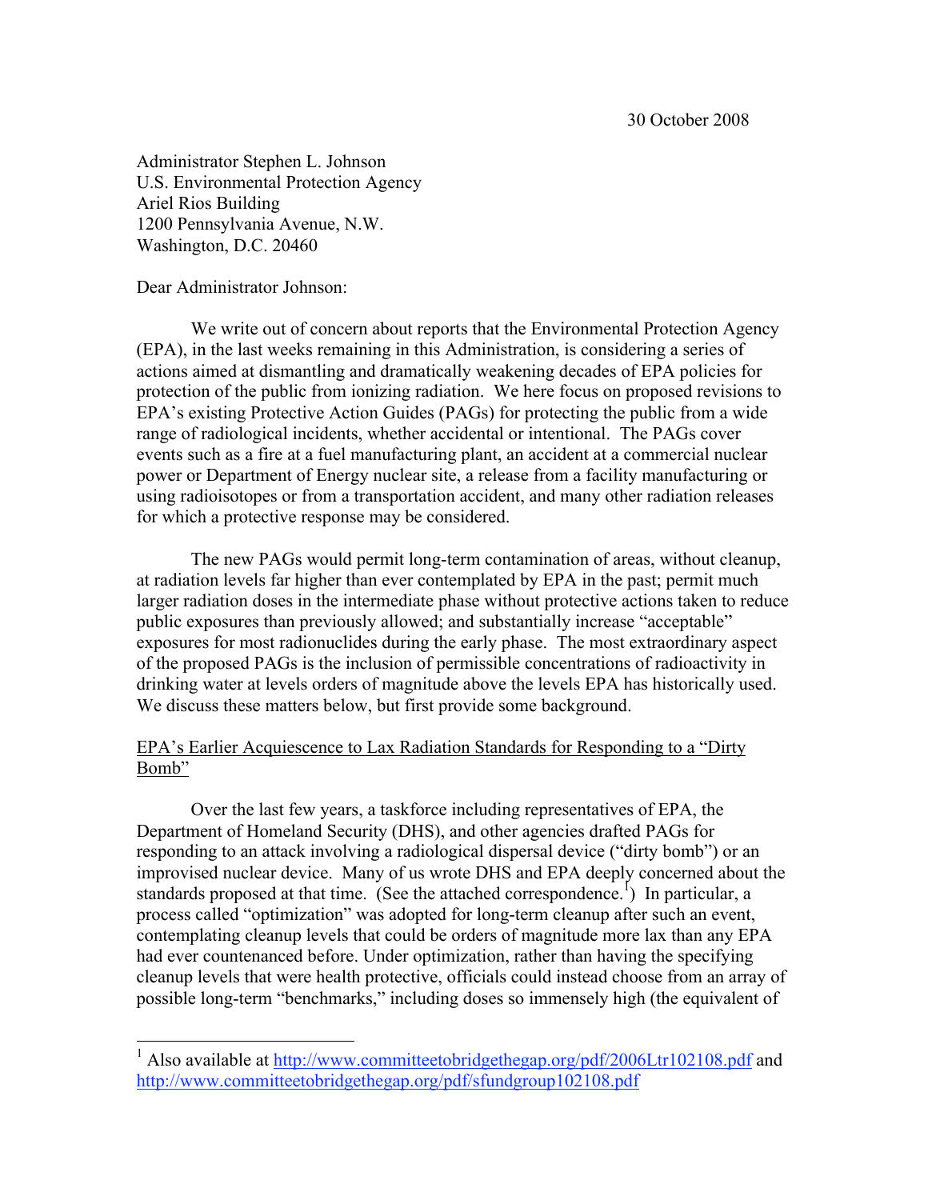30 October 2008

Administrator Stephen L. Johnson
U.S. Environmental Protection Agency
Ariel Rios Building
1200 Pennsylvania Avenue, N.W.
Washington, D.C. 20460

Dear Administrator Johnson:

We write out of concern about reports that the Environmental Protection Agency (EPA), in the last weeks remaining in this Administration, is considering a series of actions aimed at dismantling and dramatically weakening decades of EPA policies for protection of the public from ionizing radiation. We here focus on proposed revisions to EPA's existing Protective Action Guides (PAGs) for protecting the public from a wide range of radiological incidents, whether accidental or intentional. The PAGs cover events such as a fire at a fuel manufacturing plant, an accident at a commercial nuclear power or Department of Energy nuclear site, a release from a facility manufacturing or using radioisotopes or from a transportation accident, and many other radiation releases for which a protective response may be considered.

The new PAGs would permit long-term contamination of areas, without cleanup, at radiation levels far higher than ever contemplated by EPA in the past; permit much larger radiation doses in the intermediate phase without protective actions taken to reduce public exposures than previously allowed; and substantially increase "acceptable" exposures for most radionuclides during the early phase. The most extraordinary aspect of the proposed PAGs is the inclusion of permissible concentrations of radioactivity in drinking water at levels orders of magnitude above the levels EPA has historically used. We discuss these matters below, but first provide some background.

<u>EPA's Earlier Acquiescence to Lax Radiation Standards for Responding to a "Dirty Bomb"</u>

Over the last few years, a taskforce including representatives of EPA, the Department of Homeland Security (DHS), and other agencies drafted PAGs for responding to an attack involving a radiological dispersal device ("dirty bomb") or an improvised nuclear device. Many of us wrote DHS and EPA deeply concerned about the standards proposed at that time. (See the attached correspondence.[1]) In particular, a process called "optimization" was adopted for long-term cleanup after such an event, contemplating cleanup levels that could be orders of magnitude more lax than any EPA had ever countenanced before. Under optimization, rather than having the specifying cleanup levels that were health protective, officials could instead choose from an array of possible long-term "benchmarks," including doses so immensely high (the equivalent of

[1] Also available at http://www.committeetobridgethegap.org/pdf/2006Ltr102108.pdf and http://www.committeetobridgethegap.org/pdf/sfundgroup102108.pdf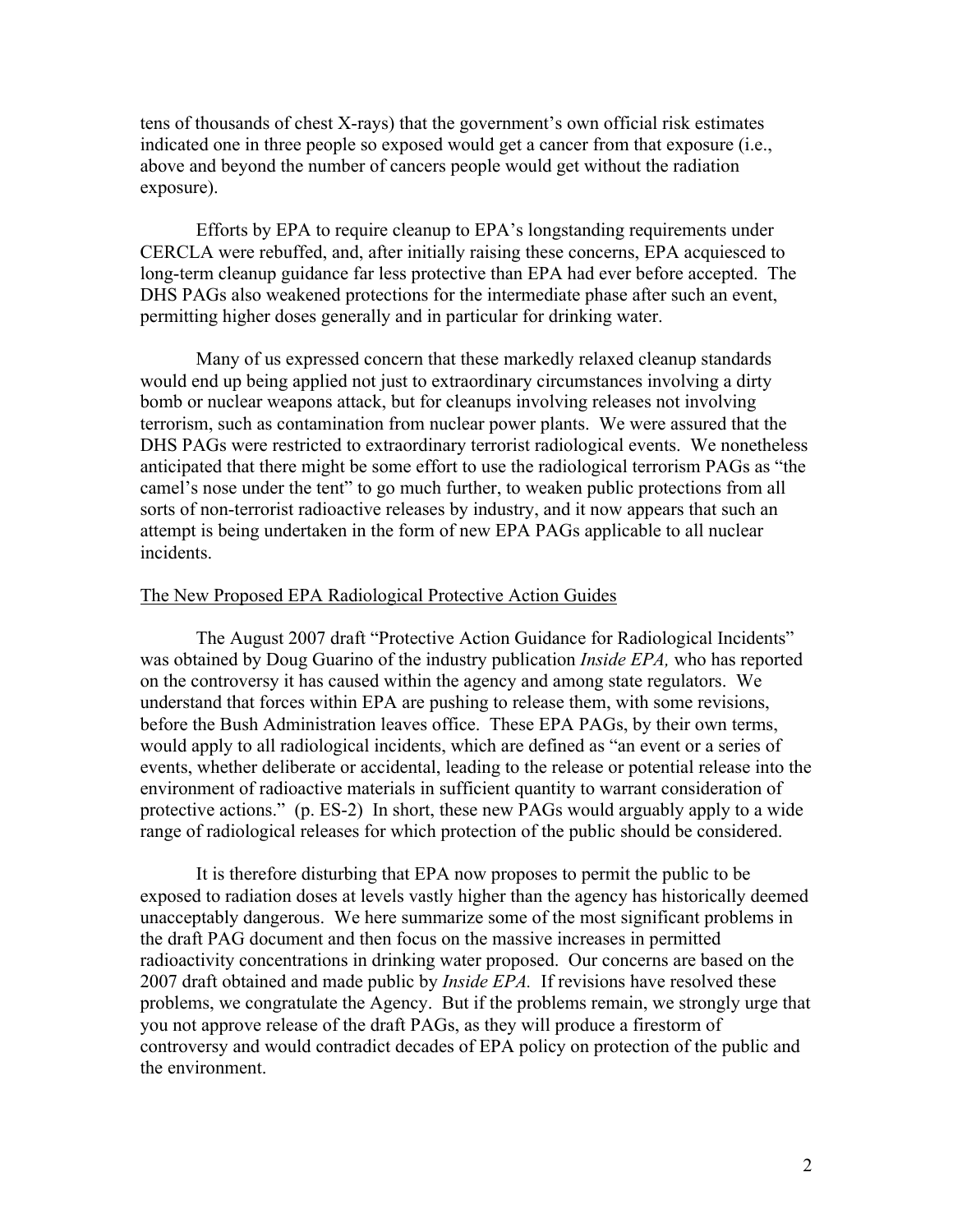tens of thousands of chest X-rays) that the government's own official risk estimates indicated one in three people so exposed would get a cancer from that exposure (i.e., above and beyond the number of cancers people would get without the radiation exposure).

Efforts by EPA to require cleanup to EPA's longstanding requirements under CERCLA were rebuffed, and, after initially raising these concerns, EPA acquiesced to long-term cleanup guidance far less protective than EPA had ever before accepted. The DHS PAGs also weakened protections for the intermediate phase after such an event, permitting higher doses generally and in particular for drinking water.

Many of us expressed concern that these markedly relaxed cleanup standards would end up being applied not just to extraordinary circumstances involving a dirty bomb or nuclear weapons attack, but for cleanups involving releases not involving terrorism, such as contamination from nuclear power plants. We were assured that the DHS PAGs were restricted to extraordinary terrorist radiological events. We nonetheless anticipated that there might be some effort to use the radiological terrorism PAGs as "the camel's nose under the tent" to go much further, to weaken public protections from all sorts of non-terrorist radioactive releases by industry, and it now appears that such an attempt is being undertaken in the form of new EPA PAGs applicable to all nuclear incidents.

<u>The New Proposed EPA Radiological Protective Action Guides</u>

The August 2007 draft "Protective Action Guidance for Radiological Incidents" was obtained by Doug Guarino of the industry publication *Inside EPA,* who has reported on the controversy it has caused within the agency and among state regulators. We understand that forces within EPA are pushing to release them, with some revisions, before the Bush Administration leaves office. These EPA PAGs, by their own terms, would apply to all radiological incidents, which are defined as "an event or a series of events, whether deliberate or accidental, leading to the release or potential release into the environment of radioactive materials in sufficient quantity to warrant consideration of protective actions." (p. ES-2) In short, these new PAGs would arguably apply to a wide range of radiological releases for which protection of the public should be considered.

It is therefore disturbing that EPA now proposes to permit the public to be exposed to radiation doses at levels vastly higher than the agency has historically deemed unacceptably dangerous. We here summarize some of the most significant problems in the draft PAG document and then focus on the massive increases in permitted radioactivity concentrations in drinking water proposed. Our concerns are based on the 2007 draft obtained and made public by *Inside EPA*. If revisions have resolved these problems, we congratulate the Agency. But if the problems remain, we strongly urge that you not approve release of the draft PAGs, as they will produce a firestorm of controversy and would contradict decades of EPA policy on protection of the public and the environment.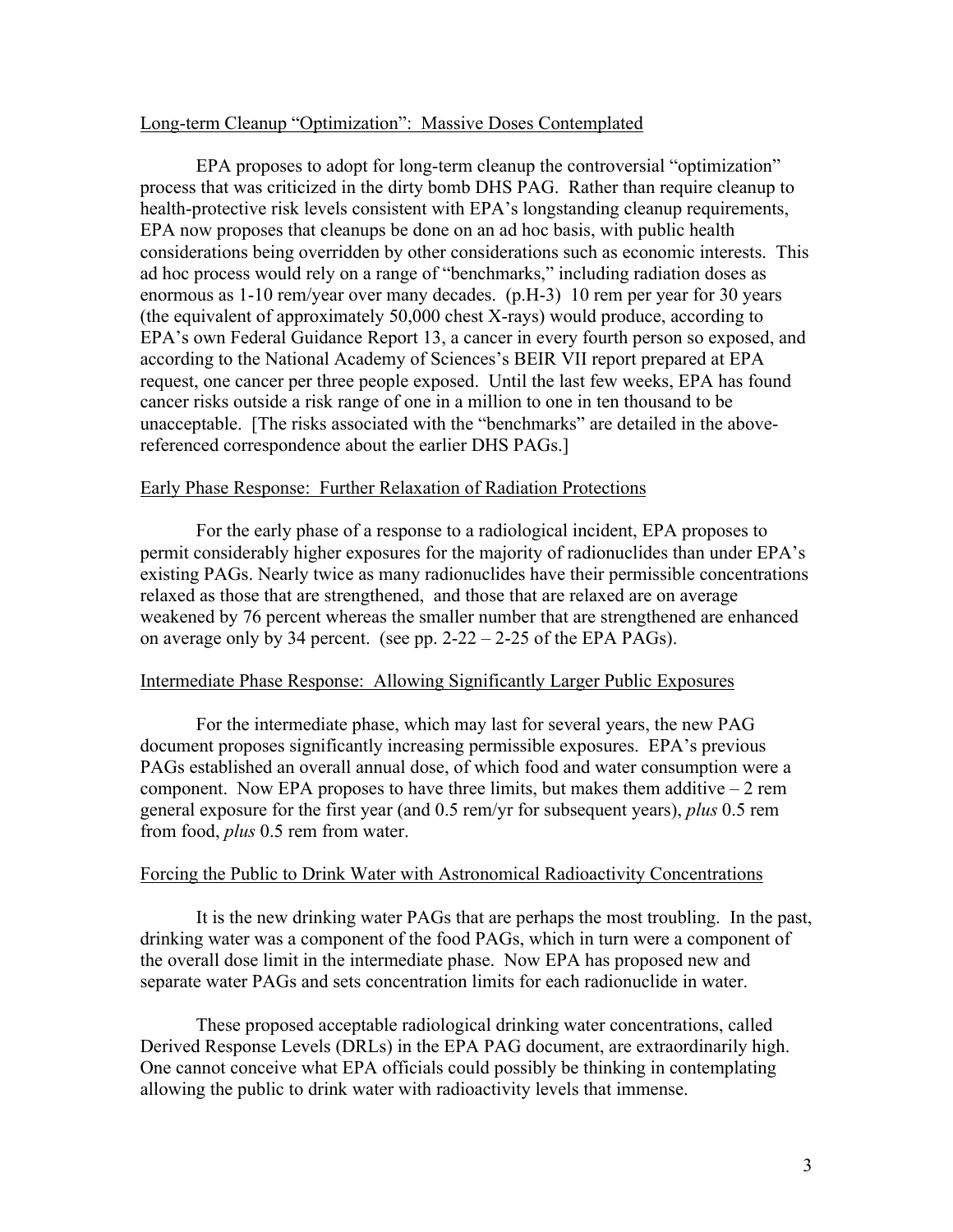<u>Long-term Cleanup "Optimization": Massive Doses Contemplated</u>

EPA proposes to adopt for long-term cleanup the controversial "optimization" process that was criticized in the dirty bomb DHS PAG. Rather than require cleanup to health-protective risk levels consistent with EPA's longstanding cleanup requirements, EPA now proposes that cleanups be done on an ad hoc basis, with public health considerations being overridden by other considerations such as economic interests. This ad hoc process would rely on a range of "benchmarks," including radiation doses as enormous as 1-10 rem/year over many decades. (p.H-3) 10 rem per year for 30 years (the equivalent of approximately 50,000 chest X-rays) would produce, according to EPA's own Federal Guidance Report 13, a cancer in every fourth person so exposed, and according to the National Academy of Sciences's BEIR VII report prepared at EPA request, one cancer per three people exposed. Until the last few weeks, EPA has found cancer risks outside a risk range of one in a million to one in ten thousand to be unacceptable. [The risks associated with the "benchmarks" are detailed in the above-referenced correspondence about the earlier DHS PAGs.]

<u>Early Phase Response: Further Relaxation of Radiation Protections</u>

For the early phase of a response to a radiological incident, EPA proposes to permit considerably higher exposures for the majority of radionuclides than under EPA's existing PAGs. Nearly twice as many radionuclides have their permissible concentrations relaxed as those that are strengthened, and those that are relaxed are on average weakened by 76 percent whereas the smaller number that are strengthened are enhanced on average only by 34 percent. (see pp. 2-22 – 2-25 of the EPA PAGs).

<u>Intermediate Phase Response: Allowing Significantly Larger Public Exposures</u>

For the intermediate phase, which may last for several years, the new PAG document proposes significantly increasing permissible exposures. EPA's previous PAGs established an overall annual dose, of which food and water consumption were a component. Now EPA proposes to have three limits, but makes them additive – 2 rem general exposure for the first year (and 0.5 rem/yr for subsequent years), *plus* 0.5 rem from food, *plus* 0.5 rem from water.

<u>Forcing the Public to Drink Water with Astronomical Radioactivity Concentrations</u>

It is the new drinking water PAGs that are perhaps the most troubling. In the past, drinking water was a component of the food PAGs, which in turn were a component of the overall dose limit in the intermediate phase. Now EPA has proposed new and separate water PAGs and sets concentration limits for each radionuclide in water.

These proposed acceptable radiological drinking water concentrations, called Derived Response Levels (DRLs) in the EPA PAG document, are extraordinarily high. One cannot conceive what EPA officials could possibly be thinking in contemplating allowing the public to drink water with radioactivity levels that immense.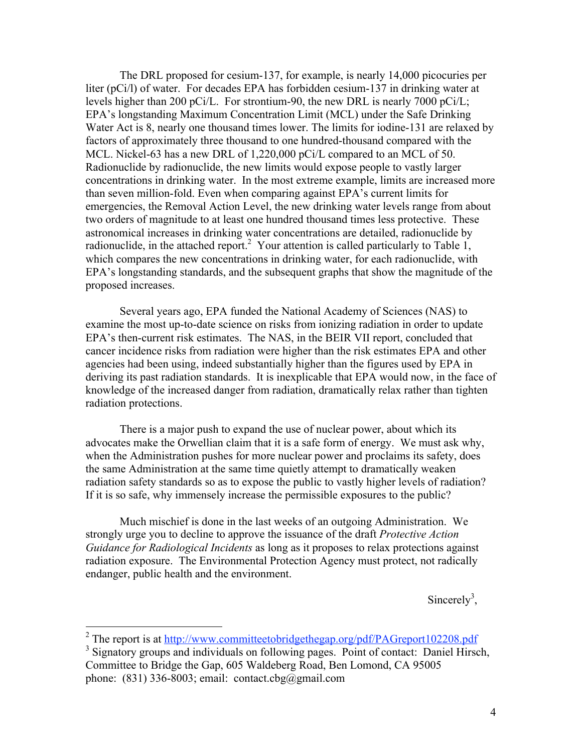The DRL proposed for cesium-137, for example, is nearly 14,000 picocuries per liter (pCi/l) of water. For decades EPA has forbidden cesium-137 in drinking water at levels higher than 200 pCi/L. For strontium-90, the new DRL is nearly 7000 pCi/L; EPA's longstanding Maximum Concentration Limit (MCL) under the Safe Drinking Water Act is 8, nearly one thousand times lower. The limits for iodine-131 are relaxed by factors of approximately three thousand to one hundred-thousand compared with the MCL. Nickel-63 has a new DRL of 1,220,000 pCi/L compared to an MCL of 50. Radionuclide by radionuclide, the new limits would expose people to vastly larger concentrations in drinking water. In the most extreme example, limits are increased more than seven million-fold. Even when comparing against EPA's current limits for emergencies, the Removal Action Level, the new drinking water levels range from about two orders of magnitude to at least one hundred thousand times less protective. These astronomical increases in drinking water concentrations are detailed, radionuclide by radionuclide, in the attached report.[2] Your attention is called particularly to Table 1, which compares the new concentrations in drinking water, for each radionuclide, with EPA's longstanding standards, and the subsequent graphs that show the magnitude of the proposed increases.

Several years ago, EPA funded the National Academy of Sciences (NAS) to examine the most up-to-date science on risks from ionizing radiation in order to update EPA's then-current risk estimates. The NAS, in the BEIR VII report, concluded that cancer incidence risks from radiation were higher than the risk estimates EPA and other agencies had been using, indeed substantially higher than the figures used by EPA in deriving its past radiation standards. It is inexplicable that EPA would now, in the face of knowledge of the increased danger from radiation, dramatically relax rather than tighten radiation protections.

There is a major push to expand the use of nuclear power, about which its advocates make the Orwellian claim that it is a safe form of energy. We must ask why, when the Administration pushes for more nuclear power and proclaims its safety, does the same Administration at the same time quietly attempt to dramatically weaken radiation safety standards so as to expose the public to vastly higher levels of radiation? If it is so safe, why immensely increase the permissible exposures to the public?

Much mischief is done in the last weeks of an outgoing Administration. We strongly urge you to decline to approve the issuance of the draft *Protective Action Guidance for Radiological Incidents* as long as it proposes to relax protections against radiation exposure. The Environmental Protection Agency must protect, not radically endanger, public health and the environment.

Sincerely[3],

---

[2] The report is at http://www.committeetobridgethegap.org/pdf/PAGreport102208.pdf

[3] Signatory groups and individuals on following pages. Point of contact: Daniel Hirsch, Committee to Bridge the Gap, 605 Waldeberg Road, Ben Lomond, CA 95005 phone: (831) 336-8003; email: contact.cbg@gmail.com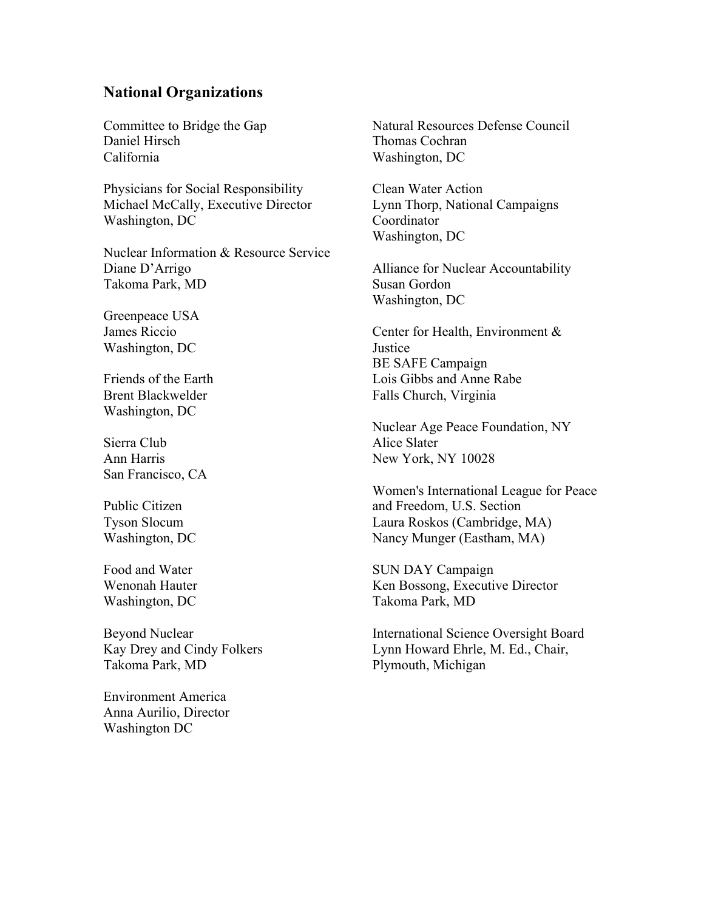## National Organizations

Committee to Bridge the Gap
Daniel Hirsch
California

Physicians for Social Responsibility
Michael McCally, Executive Director
Washington, DC

Nuclear Information & Resource Service
Diane D'Arrigo
Takoma Park, MD

Greenpeace USA
James Riccio
Washington, DC

Friends of the Earth
Brent Blackwelder
Washington, DC

Sierra Club
Ann Harris
San Francisco, CA

Public Citizen
Tyson Slocum
Washington, DC

Food and Water
Wenonah Hauter
Washington, DC

Beyond Nuclear
Kay Drey and Cindy Folkers
Takoma Park, MD

Environment America
Anna Aurilio, Director
Washington DC

Natural Resources Defense Council
Thomas Cochran
Washington, DC

Clean Water Action
Lynn Thorp, National Campaigns Coordinator
Washington, DC

Alliance for Nuclear Accountability
Susan Gordon
Washington, DC

Center for Health, Environment & Justice
BE SAFE Campaign
Lois Gibbs and Anne Rabe
Falls Church, Virginia

Nuclear Age Peace Foundation, NY
Alice Slater
New York, NY 10028

Women's International League for Peace and Freedom, U.S. Section
Laura Roskos (Cambridge, MA)
Nancy Munger (Eastham, MA)

SUN DAY Campaign
Ken Bossong, Executive Director
Takoma Park, MD

International Science Oversight Board
Lynn Howard Ehrle, M. Ed., Chair,
Plymouth, Michigan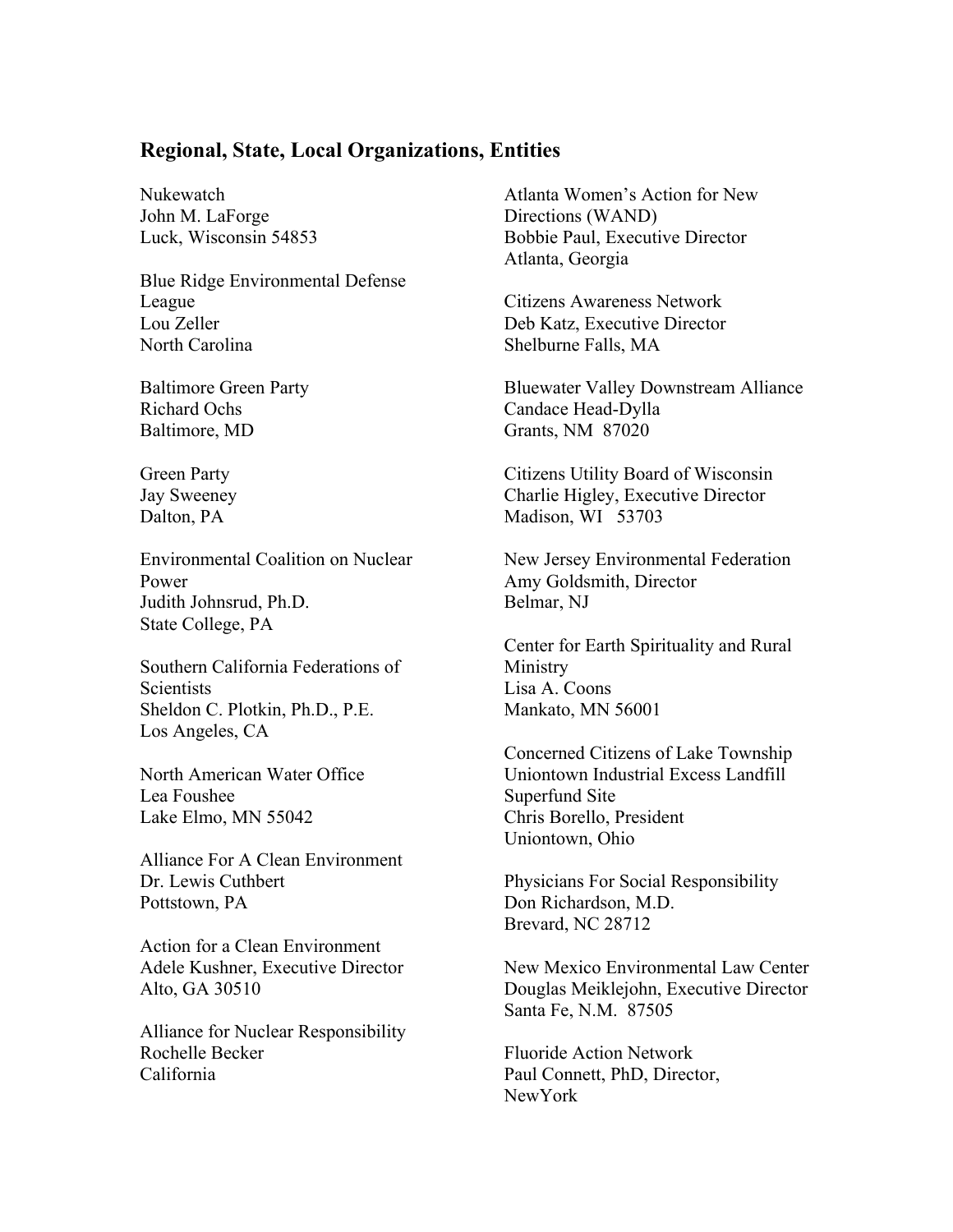## Regional, State, Local Organizations, Entities

Nukewatch
John M. LaForge
Luck, Wisconsin 54853

Blue Ridge Environmental Defense League
Lou Zeller
North Carolina

Baltimore Green Party
Richard Ochs
Baltimore, MD

Green Party
Jay Sweeney
Dalton, PA

Environmental Coalition on Nuclear Power
Judith Johnsrud, Ph.D.
State College, PA

Southern California Federations of Scientists
Sheldon C. Plotkin, Ph.D., P.E.
Los Angeles, CA

North American Water Office
Lea Foushee
Lake Elmo, MN 55042

Alliance For A Clean Environment
Dr. Lewis Cuthbert
Pottstown, PA

Action for a Clean Environment
Adele Kushner, Executive Director
Alto, GA 30510

Alliance for Nuclear Responsibility
Rochelle Becker
California

Atlanta Women's Action for New Directions (WAND)
Bobbie Paul, Executive Director
Atlanta, Georgia

Citizens Awareness Network
Deb Katz, Executive Director
Shelburne Falls, MA

Bluewater Valley Downstream Alliance
Candace Head-Dylla
Grants, NM 87020

Citizens Utility Board of Wisconsin
Charlie Higley, Executive Director
Madison, WI 53703

New Jersey Environmental Federation
Amy Goldsmith, Director
Belmar, NJ

Center for Earth Spirituality and Rural Ministry
Lisa A. Coons
Mankato, MN 56001

Concerned Citizens of Lake Township
Uniontown Industrial Excess Landfill Superfund Site
Chris Borello, President
Uniontown, Ohio

Physicians For Social Responsibility
Don Richardson, M.D.
Brevard, NC 28712

New Mexico Environmental Law Center
Douglas Meiklejohn, Executive Director
Santa Fe, N.M. 87505

Fluoride Action Network
Paul Connett, PhD, Director,
NewYork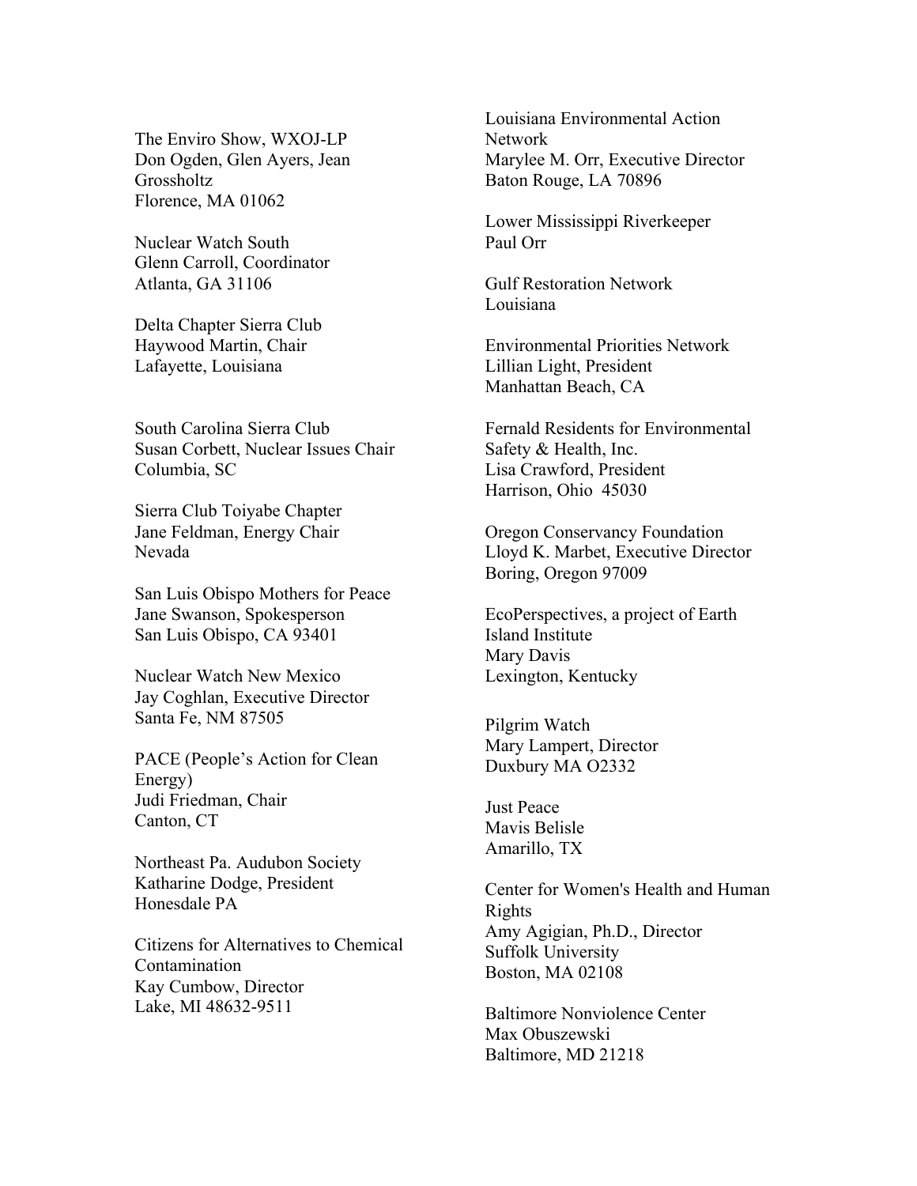The Enviro Show, WXOJ-LP
Don Ogden, Glen Ayers, Jean Grossholtz
Florence, MA 01062

Nuclear Watch South
Glenn Carroll, Coordinator
Atlanta, GA 31106

Delta Chapter Sierra Club
Haywood Martin, Chair
Lafayette, Louisiana

South Carolina Sierra Club
Susan Corbett, Nuclear Issues Chair
Columbia, SC

Sierra Club Toiyabe Chapter
Jane Feldman, Energy Chair
Nevada

San Luis Obispo Mothers for Peace
Jane Swanson, Spokesperson
San Luis Obispo, CA 93401

Nuclear Watch New Mexico
Jay Coghlan, Executive Director
Santa Fe, NM 87505

PACE (People's Action for Clean Energy)
Judi Friedman, Chair
Canton, CT

Northeast Pa. Audubon Society
Katharine Dodge, President
Honesdale PA

Citizens for Alternatives to Chemical Contamination
Kay Cumbow, Director
Lake, MI 48632-9511

Louisiana Environmental Action Network
Marylee M. Orr, Executive Director
Baton Rouge, LA 70896

Lower Mississippi Riverkeeper
Paul Orr

Gulf Restoration Network
Louisiana

Environmental Priorities Network
Lillian Light, President
Manhattan Beach, CA

Fernald Residents for Environmental Safety & Health, Inc.
Lisa Crawford, President
Harrison, Ohio 45030

Oregon Conservancy Foundation
Lloyd K. Marbet, Executive Director
Boring, Oregon 97009

EcoPerspectives, a project of Earth Island Institute
Mary Davis
Lexington, Kentucky

Pilgrim Watch
Mary Lampert, Director
Duxbury MA O2332

Just Peace
Mavis Belisle
Amarillo, TX

Center for Women's Health and Human Rights
Amy Agigian, Ph.D., Director
Suffolk University
Boston, MA 02108

Baltimore Nonviolence Center
Max Obuszewski
Baltimore, MD 21218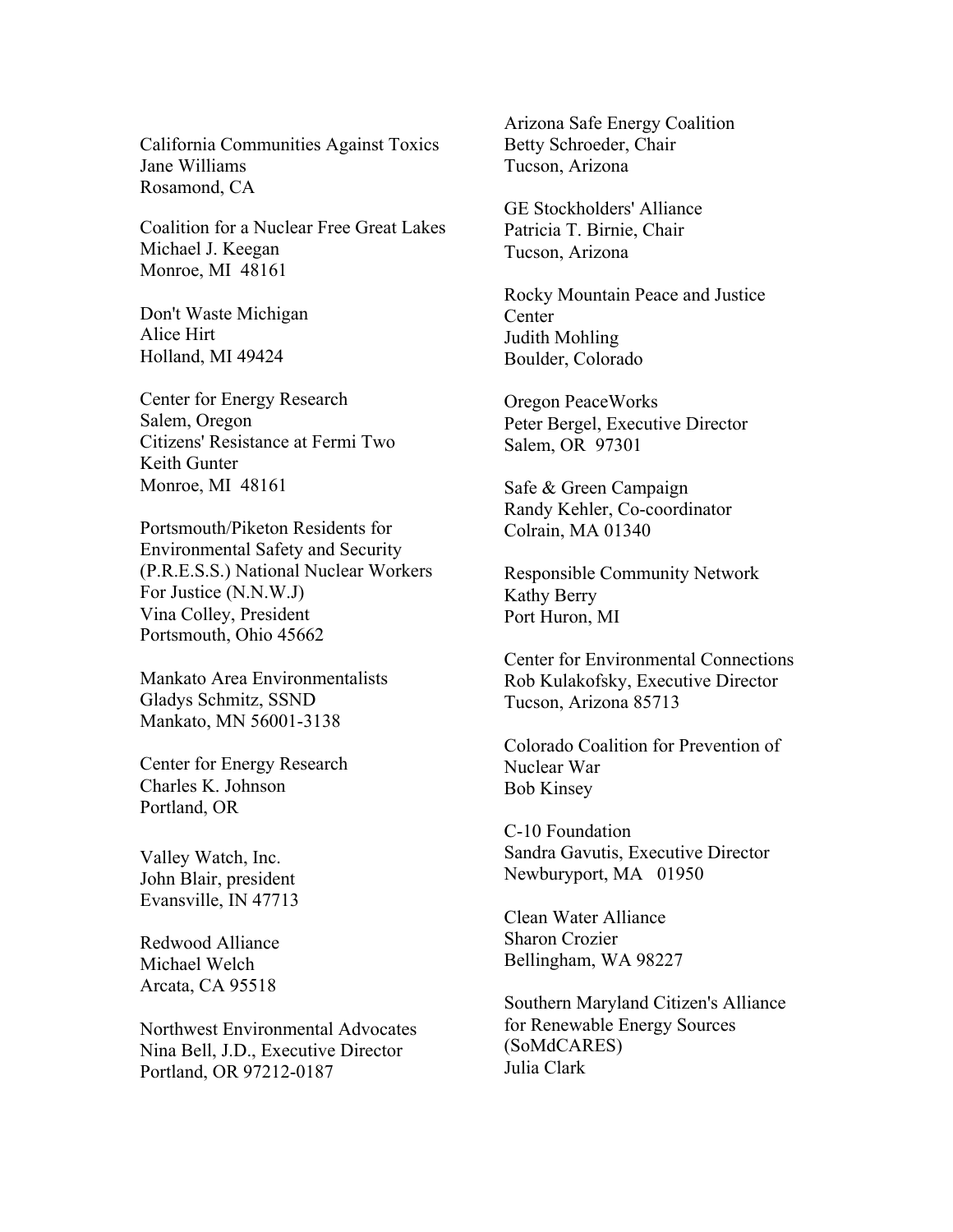California Communities Against Toxics
Jane Williams
Rosamond, CA

Coalition for a Nuclear Free Great Lakes
Michael J. Keegan
Monroe, MI 48161

Don't Waste Michigan
Alice Hirt
Holland, MI 49424

Center for Energy Research
Salem, Oregon
Citizens' Resistance at Fermi Two
Keith Gunter
Monroe, MI 48161

Portsmouth/Piketon Residents for Environmental Safety and Security (P.R.E.S.S.) National Nuclear Workers For Justice (N.N.W.J)
Vina Colley, President
Portsmouth, Ohio 45662

Mankato Area Environmentalists
Gladys Schmitz, SSND
Mankato, MN 56001-3138

Center for Energy Research
Charles K. Johnson
Portland, OR

Valley Watch, Inc.
John Blair, president
Evansville, IN 47713

Redwood Alliance
Michael Welch
Arcata, CA 95518

Northwest Environmental Advocates
Nina Bell, J.D., Executive Director
Portland, OR 97212-0187

Arizona Safe Energy Coalition
Betty Schroeder, Chair
Tucson, Arizona

GE Stockholders' Alliance
Patricia T. Birnie, Chair
Tucson, Arizona

Rocky Mountain Peace and Justice Center
Judith Mohling
Boulder, Colorado

Oregon PeaceWorks
Peter Bergel, Executive Director
Salem, OR 97301

Safe & Green Campaign
Randy Kehler, Co-coordinator
Colrain, MA 01340

Responsible Community Network
Kathy Berry
Port Huron, MI

Center for Environmental Connections
Rob Kulakofsky, Executive Director
Tucson, Arizona 85713

Colorado Coalition for Prevention of Nuclear War
Bob Kinsey

C-10 Foundation
Sandra Gavutis, Executive Director
Newburyport, MA 01950

Clean Water Alliance
Sharon Crozier
Bellingham, WA 98227

Southern Maryland Citizen's Alliance for Renewable Energy Sources (SoMdCARES)
Julia Clark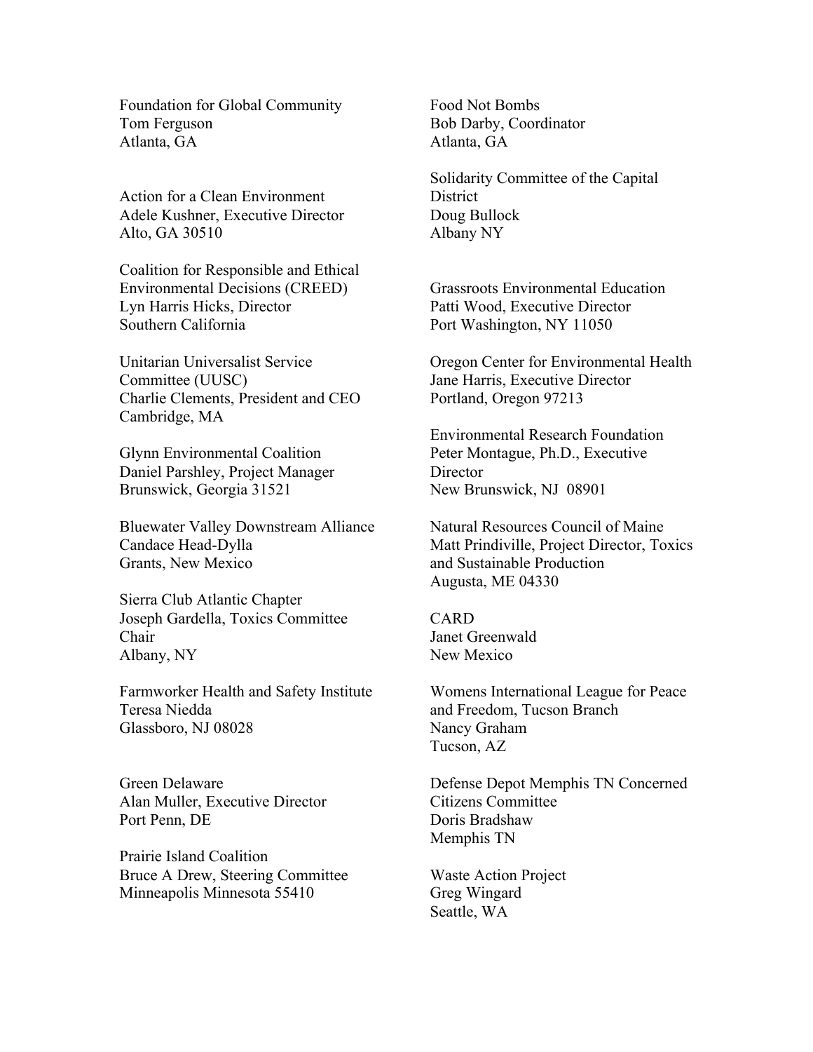Foundation for Global Community
Tom Ferguson
Atlanta, GA

Action for a Clean Environment
Adele Kushner, Executive Director
Alto, GA 30510

Coalition for Responsible and Ethical Environmental Decisions (CREED)
Lyn Harris Hicks, Director
Southern California

Unitarian Universalist Service Committee (UUSC)
Charlie Clements, President and CEO
Cambridge, MA

Glynn Environmental Coalition
Daniel Parshley, Project Manager
Brunswick, Georgia 31521

Bluewater Valley Downstream Alliance
Candace Head-Dylla
Grants, New Mexico

Sierra Club Atlantic Chapter
Joseph Gardella, Toxics Committee Chair
Albany, NY

Farmworker Health and Safety Institute
Teresa Niedda
Glassboro, NJ 08028

Green Delaware
Alan Muller, Executive Director
Port Penn, DE

Prairie Island Coalition
Bruce A Drew, Steering Committee
Minneapolis Minnesota 55410

Food Not Bombs
Bob Darby, Coordinator
Atlanta, GA

Solidarity Committee of the Capital District
Doug Bullock
Albany NY

Grassroots Environmental Education
Patti Wood, Executive Director
Port Washington, NY 11050

Oregon Center for Environmental Health
Jane Harris, Executive Director
Portland, Oregon 97213

Environmental Research Foundation
Peter Montague, Ph.D., Executive Director
New Brunswick, NJ 08901

Natural Resources Council of Maine
Matt Prindiville, Project Director, Toxics and Sustainable Production
Augusta, ME 04330

CARD
Janet Greenwald
New Mexico

Womens International League for Peace and Freedom, Tucson Branch
Nancy Graham
Tucson, AZ

Defense Depot Memphis TN Concerned Citizens Committee
Doris Bradshaw
Memphis TN

Waste Action Project
Greg Wingard
Seattle, WA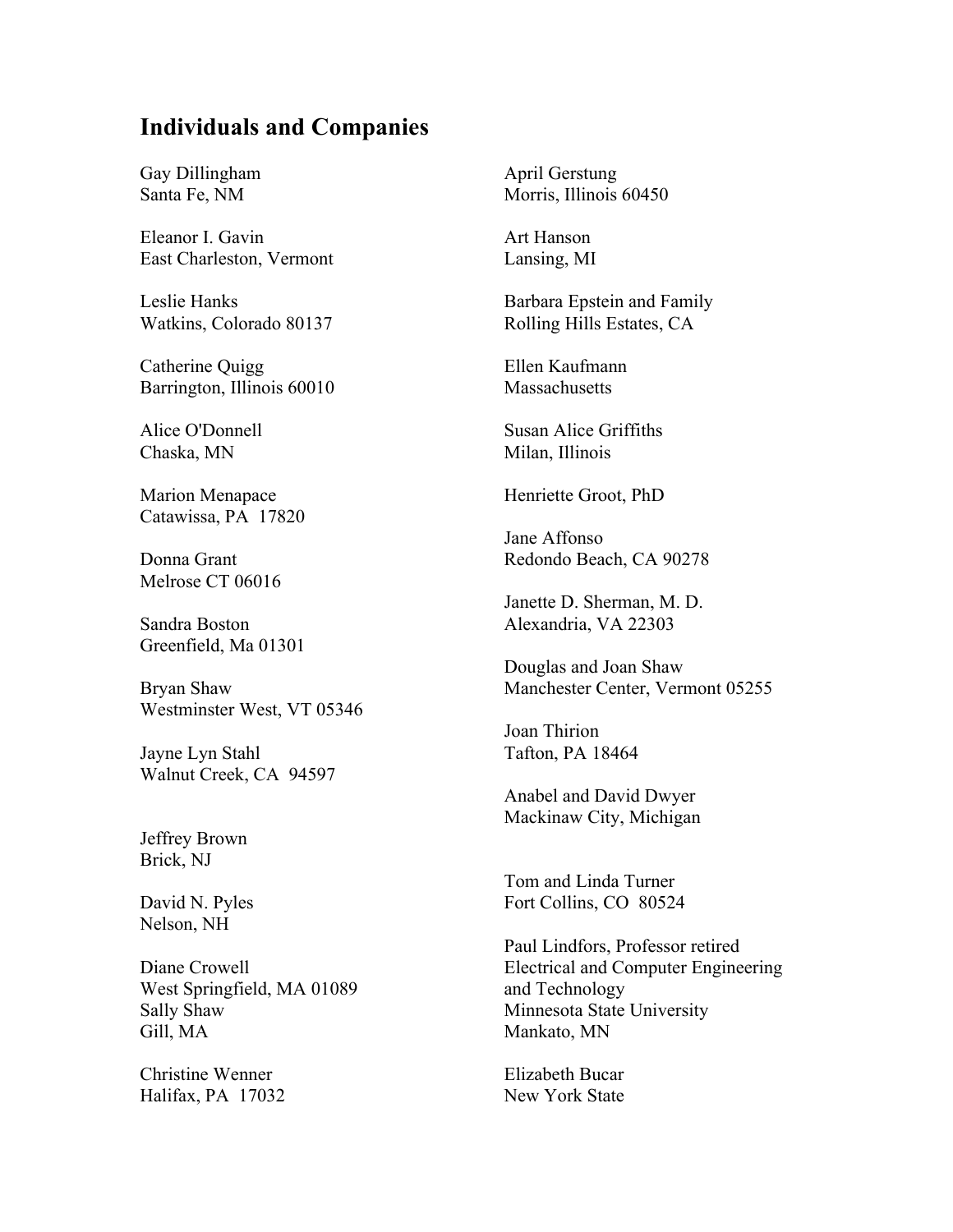## Individuals and Companies

Gay Dillingham
Santa Fe, NM

Eleanor I. Gavin
East Charleston, Vermont

Leslie Hanks
Watkins, Colorado 80137

Catherine Quigg
Barrington, Illinois 60010

Alice O'Donnell
Chaska, MN

Marion Menapace
Catawissa, PA 17820

Donna Grant
Melrose CT 06016

Sandra Boston
Greenfield, Ma 01301

Bryan Shaw
Westminster West, VT 05346

Jayne Lyn Stahl
Walnut Creek, CA 94597

Jeffrey Brown
Brick, NJ

David N. Pyles
Nelson, NH

Diane Crowell
West Springfield, MA 01089
Sally Shaw
Gill, MA

Christine Wenner
Halifax, PA 17032

April Gerstung
Morris, Illinois 60450

Art Hanson
Lansing, MI

Barbara Epstein and Family
Rolling Hills Estates, CA

Ellen Kaufmann
Massachusetts

Susan Alice Griffiths
Milan, Illinois

Henriette Groot, PhD

Jane Affonso
Redondo Beach, CA 90278

Janette D. Sherman, M. D.
Alexandria, VA 22303

Douglas and Joan Shaw
Manchester Center, Vermont 05255

Joan Thirion
Tafton, PA 18464

Anabel and David Dwyer
Mackinaw City, Michigan

Tom and Linda Turner
Fort Collins, CO 80524

Paul Lindfors, Professor retired
Electrical and Computer Engineering
and Technology
Minnesota State University
Mankato, MN

Elizabeth Bucar
New York State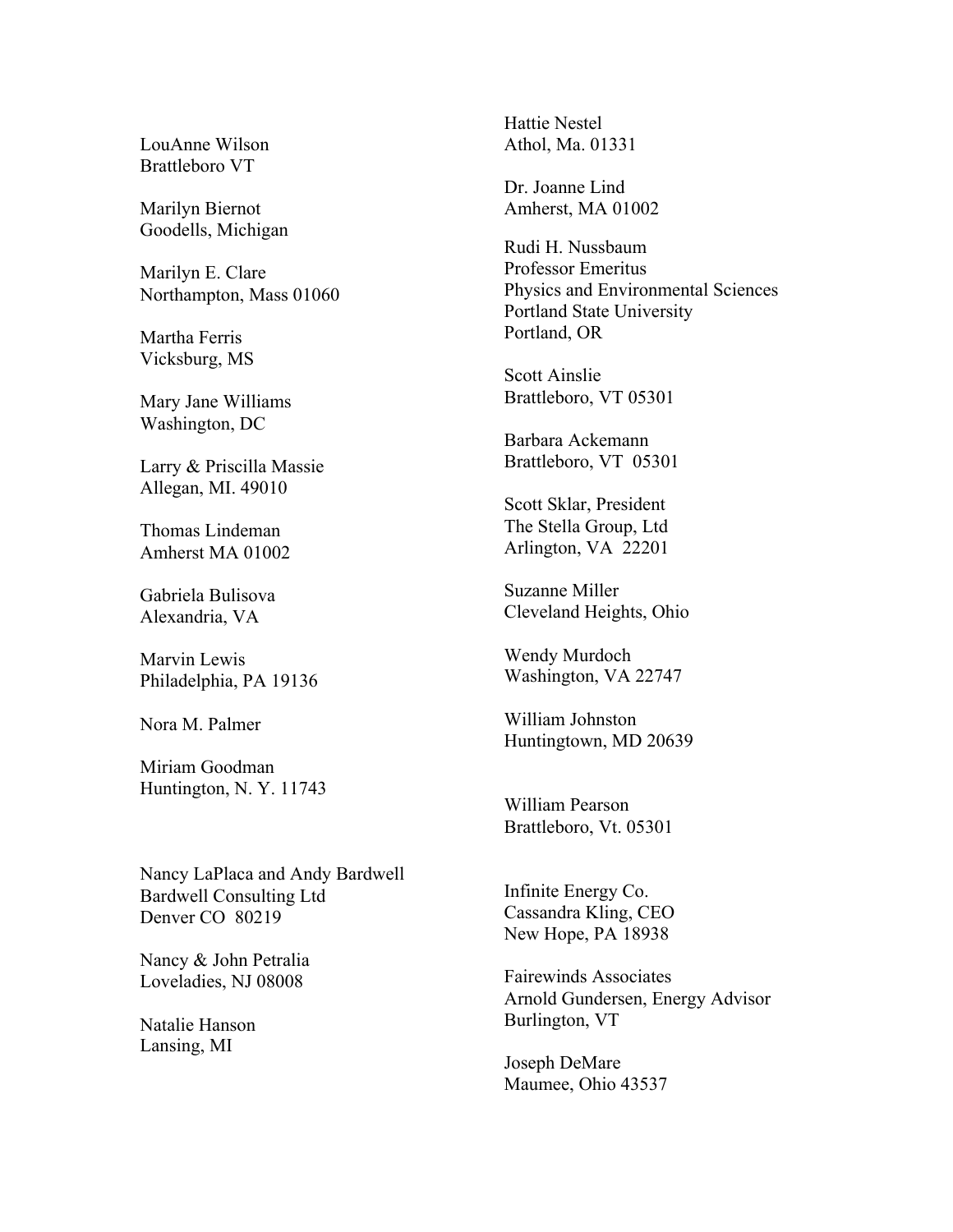LouAnne Wilson
Brattleboro VT

Marilyn Biernot
Goodells, Michigan

Marilyn E. Clare
Northampton, Mass 01060

Martha Ferris
Vicksburg, MS

Mary Jane Williams
Washington, DC

Larry & Priscilla Massie
Allegan, MI. 49010

Thomas Lindeman
Amherst MA 01002

Gabriela Bulisova
Alexandria, VA

Marvin Lewis
Philadelphia, PA 19136

Nora M. Palmer

Miriam Goodman
Huntington, N. Y. 11743

Nancy LaPlaca and Andy Bardwell
Bardwell Consulting Ltd
Denver CO 80219

Nancy & John Petralia
Loveladies, NJ 08008

Natalie Hanson
Lansing, MI

Hattie Nestel
Athol, Ma. 01331

Dr. Joanne Lind
Amherst, MA 01002

Rudi H. Nussbaum
Professor Emeritus
Physics and Environmental Sciences
Portland State University
Portland, OR

Scott Ainslie
Brattleboro, VT 05301

Barbara Ackemann
Brattleboro, VT 05301

Scott Sklar, President
The Stella Group, Ltd
Arlington, VA 22201

Suzanne Miller
Cleveland Heights, Ohio

Wendy Murdoch
Washington, VA 22747

William Johnston
Huntingtown, MD 20639

William Pearson
Brattleboro, Vt. 05301

Infinite Energy Co.
Cassandra Kling, CEO
New Hope, PA 18938

Fairewinds Associates
Arnold Gundersen, Energy Advisor
Burlington, VT

Joseph DeMare
Maumee, Ohio 43537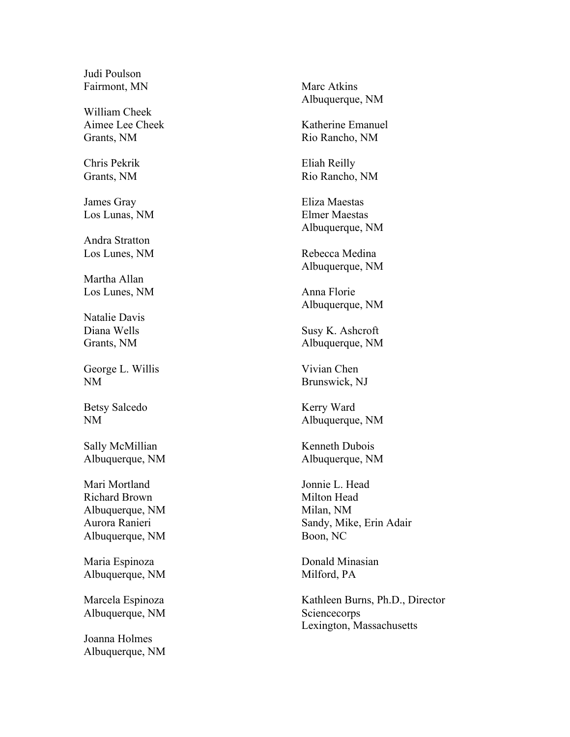Judi Poulson
Fairmont, MN

William Cheek
Aimee Lee Cheek
Grants, NM

Chris Pekrik
Grants, NM

James Gray
Los Lunas, NM

Andra Stratton
Los Lunes, NM

Martha Allan
Los Lunes, NM

Natalie Davis
Diana Wells
Grants, NM

George L. Willis
NM

Betsy Salcedo
NM

Sally McMillian
Albuquerque, NM

Mari Mortland
Richard Brown
Albuquerque, NM
Aurora Ranieri
Albuquerque, NM

Maria Espinoza
Albuquerque, NM

Marcela Espinoza
Albuquerque, NM

Joanna Holmes
Albuquerque, NM

Marc Atkins
Albuquerque, NM

Katherine Emanuel
Rio Rancho, NM

Eliah Reilly
Rio Rancho, NM

Eliza Maestas
Elmer Maestas
Albuquerque, NM

Rebecca Medina
Albuquerque, NM

Anna Florie
Albuquerque, NM

Susy K. Ashcroft
Albuquerque, NM

Vivian Chen
Brunswick, NJ

Kerry Ward
Albuquerque, NM

Kenneth Dubois
Albuquerque, NM

Jonnie L. Head
Milton Head
Milan, NM
Sandy, Mike, Erin Adair
Boon, NC

Donald Minasian
Milford, PA

Kathleen Burns, Ph.D., Director
Sciencecorps
Lexington, Massachusetts